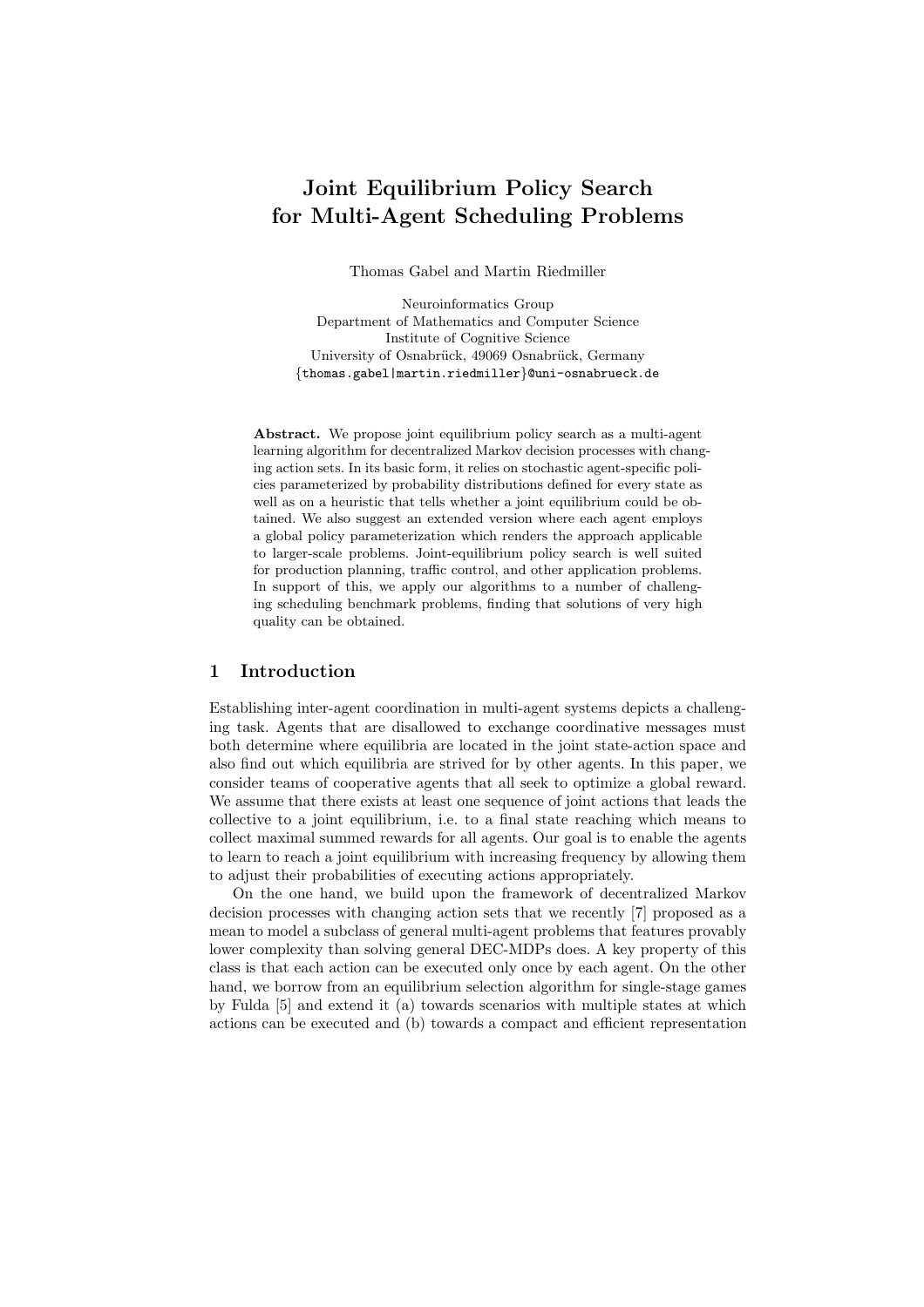# Joint Equilibrium Policy Search for Multi-Agent Scheduling Problems

Thomas Gabel and Martin Riedmiller

Neuroinformatics Group
Department of Mathematics and Computer Science
Institute of Cognitive Science
University of Osnabrück, 49069 Osnabrück, Germany
{thomas.gabel|martin.riedmiller}@uni-osnabrueck.de

**Abstract.** We propose joint equilibrium policy search as a multi-agent learning algorithm for decentralized Markov decision processes with changing action sets. In its basic form, it relies on stochastic agent-specific policies parameterized by probability distributions defined for every state as well as on a heuristic that tells whether a joint equilibrium could be obtained. We also suggest an extended version where each agent employs a global policy parameterization which renders the approach applicable to larger-scale problems. Joint-equilibrium policy search is well suited for production planning, traffic control, and other application problems. In support of this, we apply our algorithms to a number of challenging scheduling benchmark problems, finding that solutions of very high quality can be obtained.

## 1 Introduction

Establishing inter-agent coordination in multi-agent systems depicts a challenging task. Agents that are disallowed to exchange coordinative messages must both determine where equilibria are located in the joint state-action space and also find out which equilibria are strived for by other agents. In this paper, we consider teams of cooperative agents that all seek to optimize a global reward. We assume that there exists at least one sequence of joint actions that leads the collective to a joint equilibrium, i.e. to a final state reaching which means to collect maximal summed rewards for all agents. Our goal is to enable the agents to learn to reach a joint equilibrium with increasing frequency by allowing them to adjust their probabilities of executing actions appropriately.

On the one hand, we build upon the framework of decentralized Markov decision processes with changing action sets that we recently [7] proposed as a mean to model a subclass of general multi-agent problems that features provably lower complexity than solving general DEC-MDPs does. A key property of this class is that each action can be executed only once by each agent. On the other hand, we borrow from an equilibrium selection algorithm for single-stage games by Fulda [5] and extend it (a) towards scenarios with multiple states at which actions can be executed and (b) towards a compact and efficient representation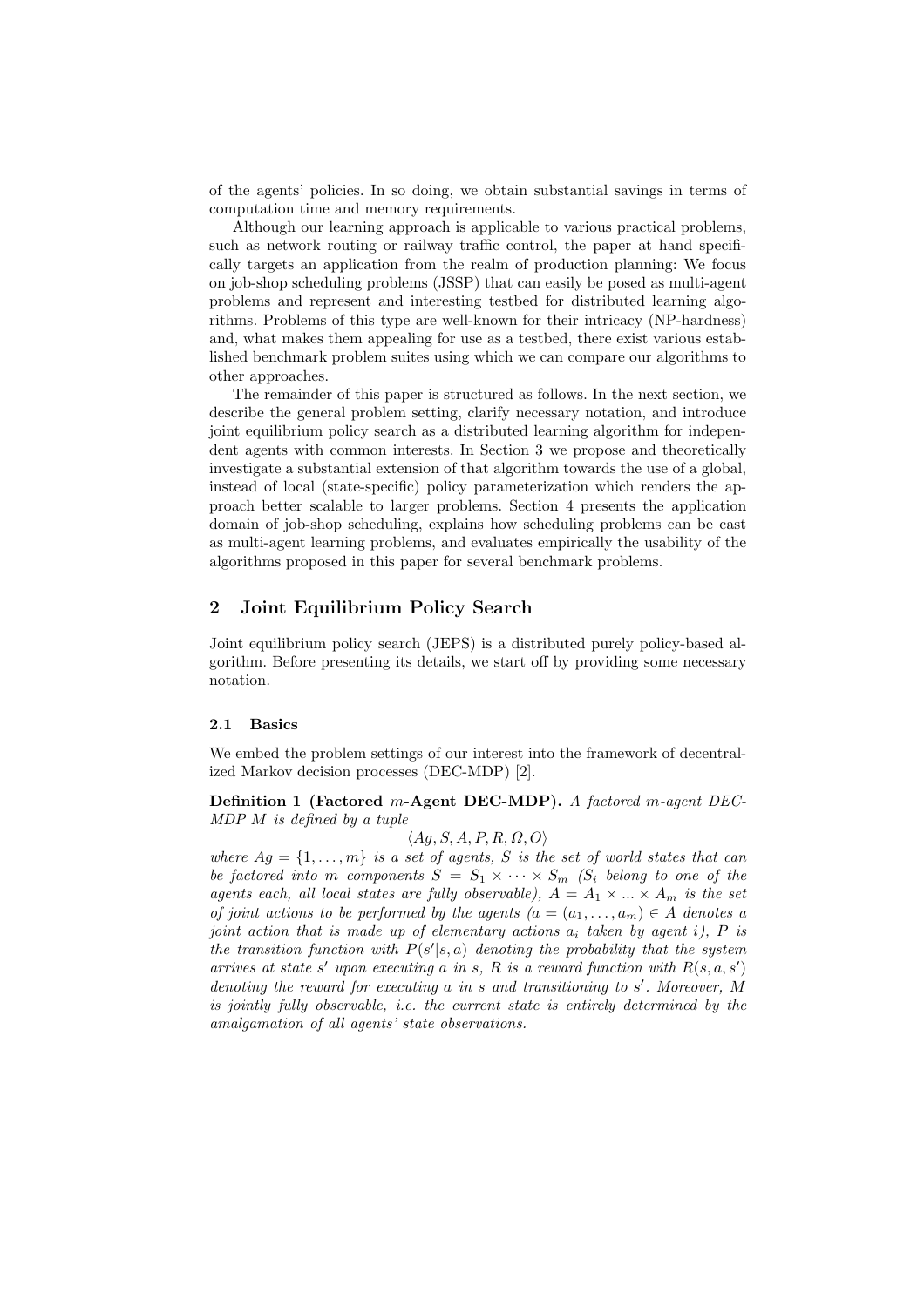of the agents' policies. In so doing, we obtain substantial savings in terms of computation time and memory requirements.

Although our learning approach is applicable to various practical problems, such as network routing or railway traffic control, the paper at hand specifically targets an application from the realm of production planning: We focus on job-shop scheduling problems (JSSP) that can easily be posed as multi-agent problems and represent and interesting testbed for distributed learning algorithms. Problems of this type are well-known for their intricacy (NP-hardness) and, what makes them appealing for use as a testbed, there exist various established benchmark problem suites using which we can compare our algorithms to other approaches.

The remainder of this paper is structured as follows. In the next section, we describe the general problem setting, clarify necessary notation, and introduce joint equilibrium policy search as a distributed learning algorithm for independent agents with common interests. In Section 3 we propose and theoretically investigate a substantial extension of that algorithm towards the use of a global, instead of local (state-specific) policy parameterization which renders the approach better scalable to larger problems. Section 4 presents the application domain of job-shop scheduling, explains how scheduling problems can be cast as multi-agent learning problems, and evaluates empirically the usability of the algorithms proposed in this paper for several benchmark problems.

## 2 Joint Equilibrium Policy Search

Joint equilibrium policy search (JEPS) is a distributed purely policy-based algorithm. Before presenting its details, we start off by providing some necessary notation.

### 2.1 Basics

We embed the problem settings of our interest into the framework of decentralized Markov decision processes (DEC-MDP) [2].

**Definition 1 (Factored $m$-Agent DEC-MDP).** *A factored $m$-agent DEC-MDP $M$ is defined by a tuple*

$$\langle Ag, S, A, P, R, \Omega, O \rangle$$

*where $Ag = \{1, \dots, m\}$ is a set of agents, $S$ is the set of world states that can be factored into $m$ components $S = S_1 \times \dots \times S_m$ ($S_i$ belong to one of the agents each, all local states are fully observable), $A = A_1 \times \dots \times A_m$ is the set of joint actions to be performed by the agents ($a = (a_1, \dots, a_m) \in A$ denotes a joint action that is made up of elementary actions $a_i$ taken by agent $i$), $P$ is the transition function with $P(s'|s, a)$ denoting the probability that the system arrives at state $s'$ upon executing $a$ in $s$, $R$ is a reward function with $R(s, a, s')$ denoting the reward for executing $a$ in $s$ and transitioning to $s'$. Moreover, $M$ is jointly fully observable, i.e. the current state is entirely determined by the amalgamation of all agents' state observations.*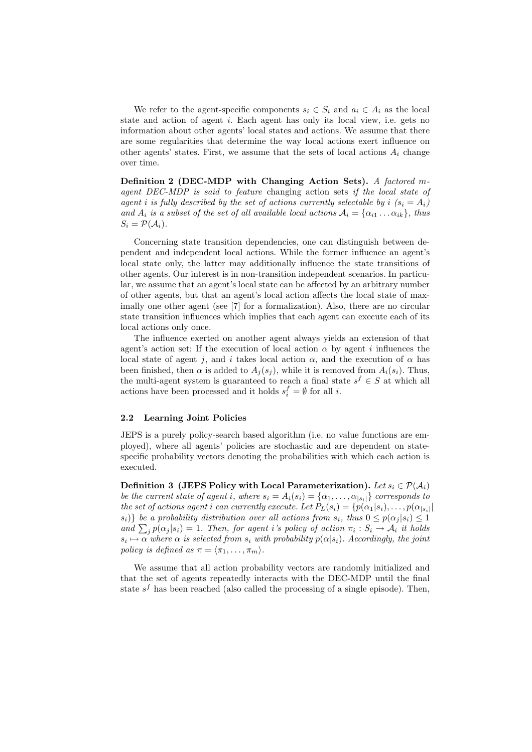We refer to the agent-specific components $s_i \in S_i$ and $a_i \in A_i$ as the local state and action of agent $i$. Each agent has only its local view, i.e. gets no information about other agents' local states and actions. We assume that there are some regularities that determine the way local actions exert influence on other agents' states. First, we assume that the sets of local actions $A_i$ change over time.

**Definition 2 (DEC-MDP with Changing Action Sets).** *A factored m-agent DEC-MDP is said to feature* changing action sets *if the local state of agent i is fully described by the set of actions currently selectable by i ($s_i = A_i$) and $A_i$ is a subset of the set of all available local actions $\mathcal{A}_i = \{\alpha_{i1} \dots \alpha_{ik}\}$, thus $S_i = \mathcal{P}(\mathcal{A}_i)$.*

Concerning state transition dependencies, one can distinguish between dependent and independent local actions. While the former influence an agent's local state only, the latter may additionally influence the state transitions of other agents. Our interest is in non-transition independent scenarios. In particular, we assume that an agent's local state can be affected by an arbitrary number of other agents, but that an agent's local action affects the local state of maximally one other agent (see [7] for a formalization). Also, there are no circular state transition influences which implies that each agent can execute each of its local actions only once.

The influence exerted on another agent always yields an extension of that agent's action set: If the execution of local action $\alpha$ by agent $i$ influences the local state of agent $j$, and $i$ takes local action $\alpha$, and the execution of $\alpha$ has been finished, then $\alpha$ is added to $A_j(s_j)$, while it is removed from $A_i(s_i)$. Thus, the multi-agent system is guaranteed to reach a final state $s^f \in S$ at which all actions have been processed and it holds $s_i^f = \emptyset$ for all $i$.

### 2.2 Learning Joint Policies

JEPS is a purely policy-search based algorithm (i.e. no value functions are employed), where all agents' policies are stochastic and are dependent on state-specific probability vectors denoting the probabilities with which each action is executed.

**Definition 3 (JEPS Policy with Local Parameterization).** *Let $s_i \in \mathcal{P}(\mathcal{A}_i)$ be the current state of agent i, where $s_i = A_i(s_i) = \{\alpha_1, \dots, \alpha_{|s_i|}\}$ corresponds to the set of actions agent i can currently execute. Let $P_L(s_i) = \{p(\alpha_1|s_i), \dots, p(\alpha_{|s_i|}|s_i)\}$ be a probability distribution over all actions from $s_i$, thus $0 \leq p(\alpha_j|s_i) \leq 1$ and $\sum_j p(\alpha_j|s_i) = 1$. Then, for agent i's policy of action $\pi_i : S_i \rightarrow \mathcal{A}_i$ it holds $s_i \mapsto \alpha$ where $\alpha$ is selected from $s_i$ with probability $p(\alpha|s_i)$. Accordingly, the joint policy is defined as $\pi = \langle \pi_1, \dots, \pi_m \rangle$.*

We assume that all action probability vectors are randomly initialized and that the set of agents repeatedly interacts with the DEC-MDP until the final state $s^f$ has been reached (also called the processing of a single episode). Then,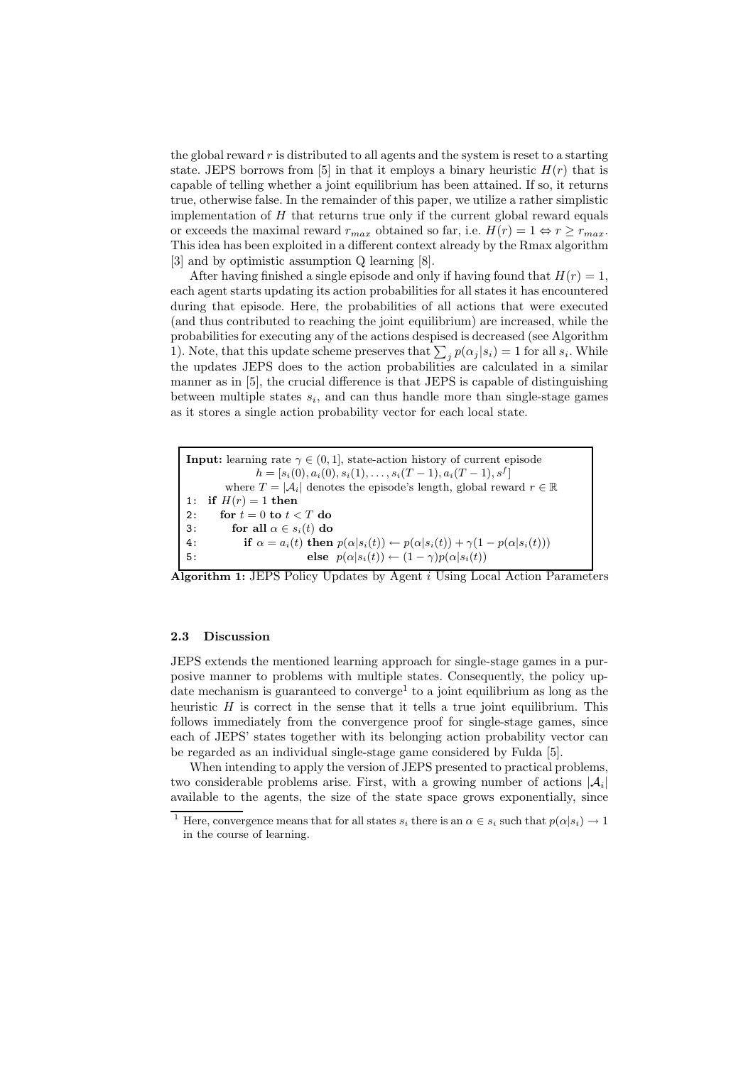the global reward $r$ is distributed to all agents and the system is reset to a starting state. JEPS borrows from [5] in that it employs a binary heuristic $H(r)$ that is capable of telling whether a joint equilibrium has been attained. If so, it returns true, otherwise false. In the remainder of this paper, we utilize a rather simplistic implementation of $H$ that returns true only if the current global reward equals or exceeds the maximal reward $r_{max}$ obtained so far, i.e. $H(r) = 1 \Leftrightarrow r \geq r_{max}$. This idea has been exploited in a different context already by the Rmax algorithm [3] and by optimistic assumption Q learning [8].

After having finished a single episode and only if having found that $H(r) = 1$, each agent starts updating its action probabilities for all states it has encountered during that episode. Here, the probabilities of all actions that were executed (and thus contributed to reaching the joint equilibrium) are increased, while the probabilities for executing any of the actions despised is decreased (see Algorithm 1). Note, that this update scheme preserves that $\sum_j p(\alpha_j|s_i) = 1$ for all $s_i$. While the updates JEPS does to the action probabilities are calculated in a similar manner as in [5], the crucial difference is that JEPS is capable of distinguishing between multiple states $s_i$, and can thus handle more than single-stage games as it stores a single action probability vector for each local state.

**Input:** learning rate $\gamma \in (0, 1]$, state-action history of current episode
$h = [s_i(0), a_i(0), s_i(1), \ldots, s_i(T-1), a_i(T-1), s^f]$
where $T = |\mathcal{A}_i|$ denotes the episode's length, global reward $r \in \mathbb{R}$

```
1: if H(r) = 1 then
2:   for t = 0 to t < T do
3:     for all α ∈ s_i(t) do
4:       if α = a_i(t) then p(α|s_i(t)) ← p(α|s_i(t)) + γ(1 − p(α|s_i(t)))
5:                  else p(α|s_i(t)) ← (1 − γ)p(α|s_i(t))
```

**Algorithm 1:** JEPS Policy Updates by Agent $i$ Using Local Action Parameters

### 2.3 Discussion

JEPS extends the mentioned learning approach for single-stage games in a purposive manner to problems with multiple states. Consequently, the policy update mechanism is guaranteed to converge[1] to a joint equilibrium as long as the heuristic $H$ is correct in the sense that it tells a true joint equilibrium. This follows immediately from the convergence proof for single-stage games, since each of JEPS' states together with its belonging action probability vector can be regarded as an individual single-stage game considered by Fulda [5].

When intending to apply the version of JEPS presented to practical problems, two considerable problems arise. First, with a growing number of actions $|\mathcal{A}_i|$ available to the agents, the size of the state space grows exponentially, since

[1] Here, convergence means that for all states $s_i$ there is an $\alpha \in s_i$ such that $p(\alpha|s_i) \to 1$ in the course of learning.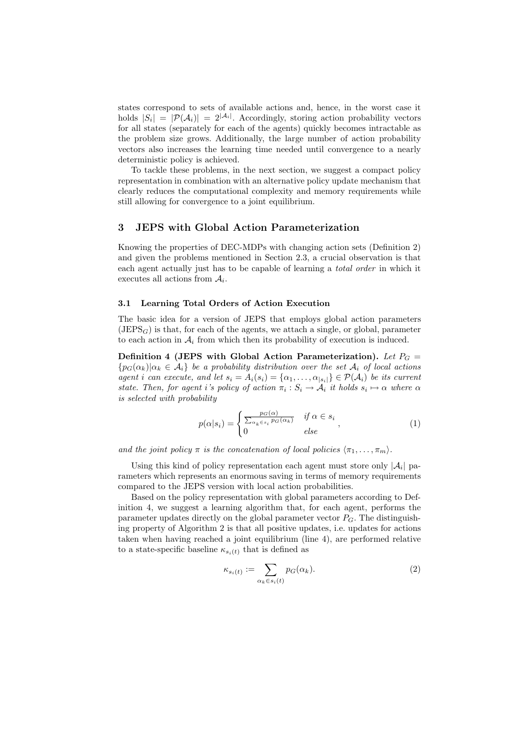states correspond to sets of available actions and, hence, in the worst case it holds $|S_i| = |\mathcal{P}(\mathcal{A}_i)| = 2^{|\mathcal{A}_i|}$. Accordingly, storing action probability vectors for all states (separately for each of the agents) quickly becomes intractable as the problem size grows. Additionally, the large number of action probability vectors also increases the learning time needed until convergence to a nearly deterministic policy is achieved.

To tackle these problems, in the next section, we suggest a compact policy representation in combination with an alternative policy update mechanism that clearly reduces the computational complexity and memory requirements while still allowing for convergence to a joint equilibrium.

## 3 JEPS with Global Action Parameterization

Knowing the properties of DEC-MDPs with changing action sets (Definition 2) and given the problems mentioned in Section 2.3, a crucial observation is that each agent actually just has to be capable of learning a *total order* in which it executes all actions from $\mathcal{A}_i$.

### 3.1 Learning Total Orders of Action Execution

The basic idea for a version of JEPS that employs global action parameters ($\text{JEPS}_G$) is that, for each of the agents, we attach a single, or global, parameter to each action in $\mathcal{A}_i$ from which then its probability of execution is induced.

**Definition 4 (JEPS with Global Action Parameterization).** *Let $P_G = \{p_G(\alpha_k) | \alpha_k \in \mathcal{A}_i\}$ be a probability distribution over the set $\mathcal{A}_i$ of local actions agent $i$ can execute, and let $s_i = A_i(s_i) = \{\alpha_1, \dots, \alpha_{|s_i|}\} \in \mathcal{P}(\mathcal{A}_i)$ be its current state. Then, for agent $i$'s policy of action $\pi_i : S_i \to \mathcal{A}_i$ it holds $s_i \mapsto \alpha$ where $\alpha$ is selected with probability*

$$p(\alpha|s_i) = \begin{cases} \frac{p_G(\alpha)}{\sum_{\alpha_k \in s_i} p_G(\alpha_k)} & \text{if } \alpha \in s_i \\ 0 & \text{else} \end{cases}, \tag{1}$$

*and the joint policy $\pi$ is the concatenation of local policies $\langle \pi_1, \dots, \pi_m \rangle$.*

Using this kind of policy representation each agent must store only $|\mathcal{A}_i|$ parameters which represents an enormous saving in terms of memory requirements compared to the JEPS version with local action probabilities.

Based on the policy representation with global parameters according to Definition 4, we suggest a learning algorithm that, for each agent, performs the parameter updates directly on the global parameter vector $P_G$. The distinguishing property of Algorithm 2 is that all positive updates, i.e. updates for actions taken when having reached a joint equilibrium (line 4), are performed relative to a state-specific baseline $\kappa_{s_i(t)}$ that is defined as

$$\kappa_{s_i(t)} := \sum_{\alpha_k \in s_i(t)} p_G(\alpha_k). \tag{2}$$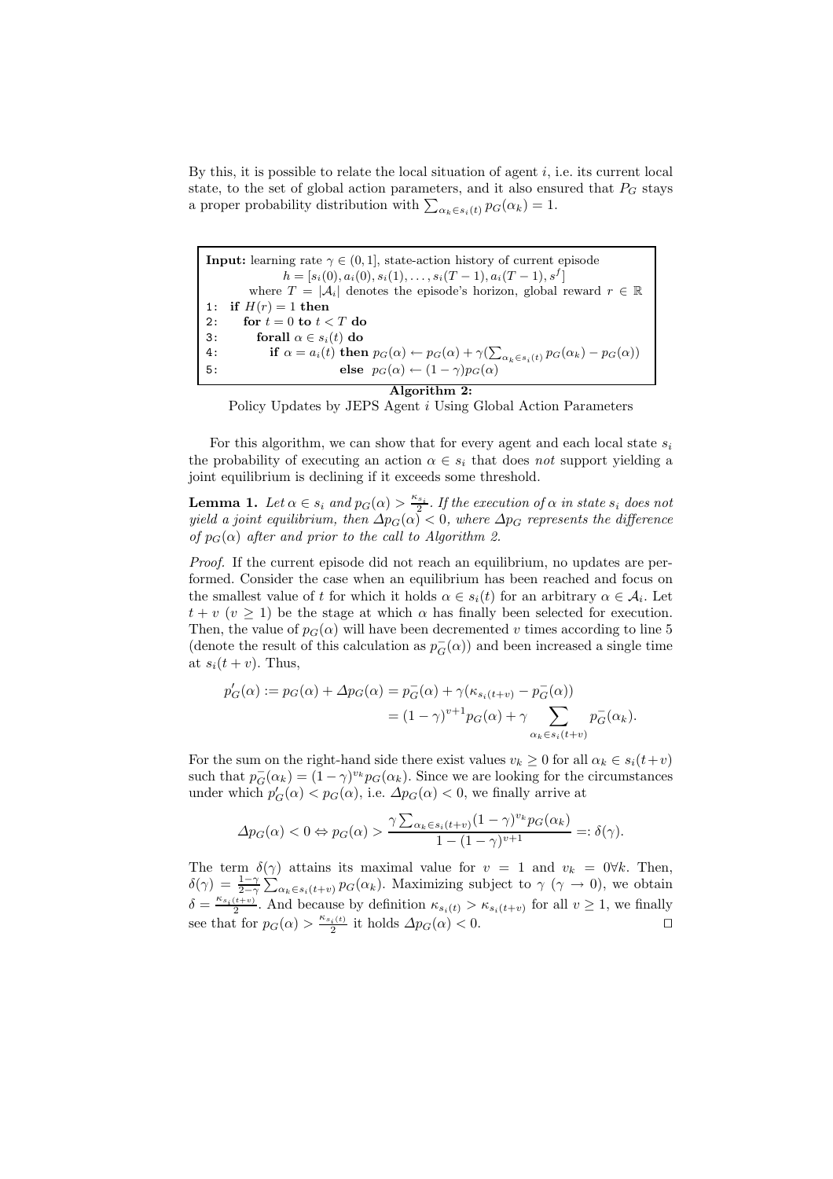By this, it is possible to relate the local situation of agent $i$, i.e. its current local state, to the set of global action parameters, and it also ensured that $P_G$ stays a proper probability distribution with $\sum_{\alpha_k \in s_i(t)} p_G(\alpha_k) = 1$.

```
Input: learning rate γ ∈ (0,1], state-action history of current episode
           h = [s_i(0), a_i(0), s_i(1), ..., s_i(T−1), a_i(T−1), s^f]
       where T = |A_i| denotes the episode's horizon, global reward r ∈ ℝ
1:  if H(r) = 1 then
2:     for t = 0 to t < T do
3:        forall α ∈ s_i(t) do
4:           if α = a_i(t) then p_G(α) ← p_G(α) + γ(Σ_{α_k ∈ s_i(t)} p_G(α_k) − p_G(α))
5:                         else p_G(α) ← (1 − γ) p_G(α)
```

**Algorithm 2:**
Policy Updates by JEPS Agent $i$ Using Global Action Parameters

For this algorithm, we can show that for every agent and each local state $s_i$ the probability of executing an action $\alpha \in s_i$ that does *not* support yielding a joint equilibrium is declining if it exceeds some threshold.

**Lemma 1.** *Let $\alpha \in s_i$ and $p_G(\alpha) > \frac{\kappa_{s_i}}{2}$. If the execution of $\alpha$ in state $s_i$ does not yield a joint equilibrium, then $\Delta p_G(\alpha) < 0$, where $\Delta p_G$ represents the difference of $p_G(\alpha)$ after and prior to the call to Algorithm 2.*

*Proof.* If the current episode did not reach an equilibrium, no updates are performed. Consider the case when an equilibrium has been reached and focus on the smallest value of $t$ for which it holds $\alpha \in s_i(t)$ for an arbitrary $\alpha \in \mathcal{A}_i$. Let $t + v$ $(v \geq 1)$ be the stage at which $\alpha$ has finally been selected for execution. Then, the value of $p_G(\alpha)$ will have been decremented $v$ times according to line 5 (denote the result of this calculation as $p_G^-(\alpha)$) and been increased a single time at $s_i(t+v)$. Thus,

$$
\begin{aligned}
p'_G(\alpha) := p_G(\alpha) + \Delta p_G(\alpha) &= p_G^-(\alpha) + \gamma(\kappa_{s_i(t+v)} - p_G^-(\alpha)) \\
&= (1-\gamma)^{v+1} p_G(\alpha) + \gamma \sum_{\alpha_k \in s_i(t+v)} p_G^-(\alpha_k).
\end{aligned}
$$

For the sum on the right-hand side there exist values $v_k \geq 0$ for all $\alpha_k \in s_i(t+v)$ such that $p_G^-(\alpha_k) = (1-\gamma)^{v_k} p_G(\alpha_k)$. Since we are looking for the circumstances under which $p'_G(\alpha) < p_G(\alpha)$, i.e. $\Delta p_G(\alpha) < 0$, we finally arrive at

$$
\Delta p_G(\alpha) < 0 \Leftrightarrow p_G(\alpha) > \frac{\gamma \sum_{\alpha_k \in s_i(t+v)} (1-\gamma)^{v_k} p_G(\alpha_k)}{1 - (1-\gamma)^{v+1}} =: \delta(\gamma).
$$

The term $\delta(\gamma)$ attains its maximal value for $v = 1$ and $v_k = 0 \forall k$. Then, $\delta(\gamma) = \frac{1-\gamma}{2-\gamma} \sum_{\alpha_k \in s_i(t+v)} p_G(\alpha_k)$. Maximizing subject to $\gamma$ $(\gamma \to 0)$, we obtain $\delta = \frac{\kappa_{s_i(t+v)}}{2}$. And because by definition $\kappa_{s_i(t)} > \kappa_{s_i(t+v)}$ for all $v \geq 1$, we finally see that for $p_G(\alpha) > \frac{\kappa_{s_i(t)}}{2}$ it holds $\Delta p_G(\alpha) < 0$. $\square$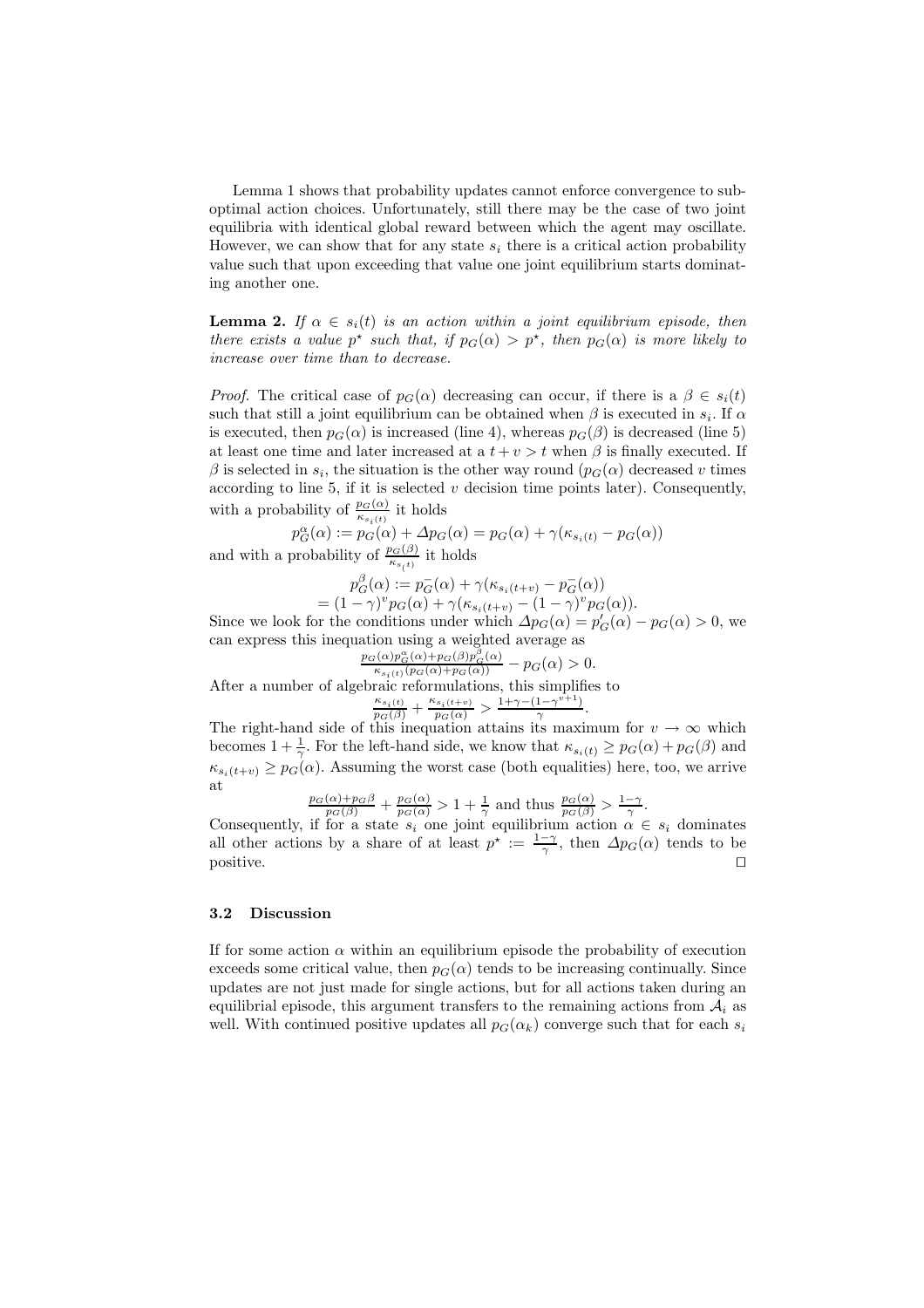Lemma 1 shows that probability updates cannot enforce convergence to suboptimal action choices. Unfortunately, still there may be the case of two joint equilibria with identical global reward between which the agent may oscillate. However, we can show that for any state $s_i$ there is a critical action probability value such that upon exceeding that value one joint equilibrium starts dominating another one.

**Lemma 2.** *If $\alpha \in s_i(t)$ is an action within a joint equilibrium episode, then there exists a value $p^\star$ such that, if $p_G(\alpha) > p^\star$, then $p_G(\alpha)$ is more likely to increase over time than to decrease.*

*Proof.* The critical case of $p_G(\alpha)$ decreasing can occur, if there is a $\beta \in s_i(t)$ such that still a joint equilibrium can be obtained when $\beta$ is executed in $s_i$. If $\alpha$ is executed, then $p_G(\alpha)$ is increased (line 4), whereas $p_G(\beta)$ is decreased (line 5) at least one time and later increased at a $t + v > t$ when $\beta$ is finally executed. If $\beta$ is selected in $s_i$, the situation is the other way round ($p_G(\alpha)$ decreased $v$ times according to line 5, if it is selected $v$ decision time points later). Consequently, with a probability of $\frac{p_G(\alpha)}{\kappa_{s_i(t)}}$ it holds

$$p_G^\alpha(\alpha) := p_G(\alpha) + \Delta p_G(\alpha) = p_G(\alpha) + \gamma(\kappa_{s_i(t)} - p_G(\alpha))$$

and with a probability of $\frac{p_G(\beta)}{\kappa_{s_(t)}}$ it holds

$$p_G^\beta(\alpha) := p_G^-(\alpha) + \gamma(\kappa_{s_i(t+v)} - p_G^-(\alpha))$$
$$= (1-\gamma)^v p_G(\alpha) + \gamma(\kappa_{s_i(t+v)} - (1-\gamma)^v p_G(\alpha)).$$

Since we look for the conditions under which $\Delta p_G(\alpha) = p_G'(\alpha) - p_G(\alpha) > 0$, we can express this inequation using a weighted average as

$$\frac{p_G(\alpha) p_G^\alpha(\alpha) + p_G(\beta) p_G^\beta(\alpha)}{\kappa_{s_i(t)}(p_G(\alpha) + p_G(\alpha))} - p_G(\alpha) > 0.$$

After a number of algebraic reformulations, this simplifies to

$$\frac{\kappa_{s_i(t)}}{p_G(\beta)} + \frac{\kappa_{s_i(t+v)}}{p_G(\alpha)} > \frac{1+\gamma-(1-\gamma^{v+1})}{\gamma}.$$

The right-hand side of this inequation attains its maximum for $v \to \infty$ which becomes $1 + \frac{1}{\gamma}$. For the left-hand side, we know that $\kappa_{s_i(t)} \geq p_G(\alpha) + p_G(\beta)$ and $\kappa_{s_i(t+v)} \geq p_G(\alpha)$. Assuming the worst case (both equalities) here, too, we arrive at

$$\frac{p_G(\alpha) + p_G\beta}{p_G(\beta)} + \frac{p_G(\alpha)}{p_G(\alpha)} > 1 + \frac{1}{\gamma} \text{ and thus } \frac{p_G(\alpha)}{p_G(\beta)} > \frac{1-\gamma}{\gamma}.$$

Consequently, if for a state $s_i$ one joint equilibrium action $\alpha \in s_i$ dominates all other actions by a share of at least $p^\star := \frac{1-\gamma}{\gamma}$, then $\Delta p_G(\alpha)$ tends to be positive. □

### 3.2 Discussion

If for some action $\alpha$ within an equilibrium episode the probability of execution exceeds some critical value, then $p_G(\alpha)$ tends to be increasing continually. Since updates are not just made for single actions, but for all actions taken during an equilibrial episode, this argument transfers to the remaining actions from $\mathcal{A}_i$ as well. With continued positive updates all $p_G(\alpha_k)$ converge such that for each $s_i$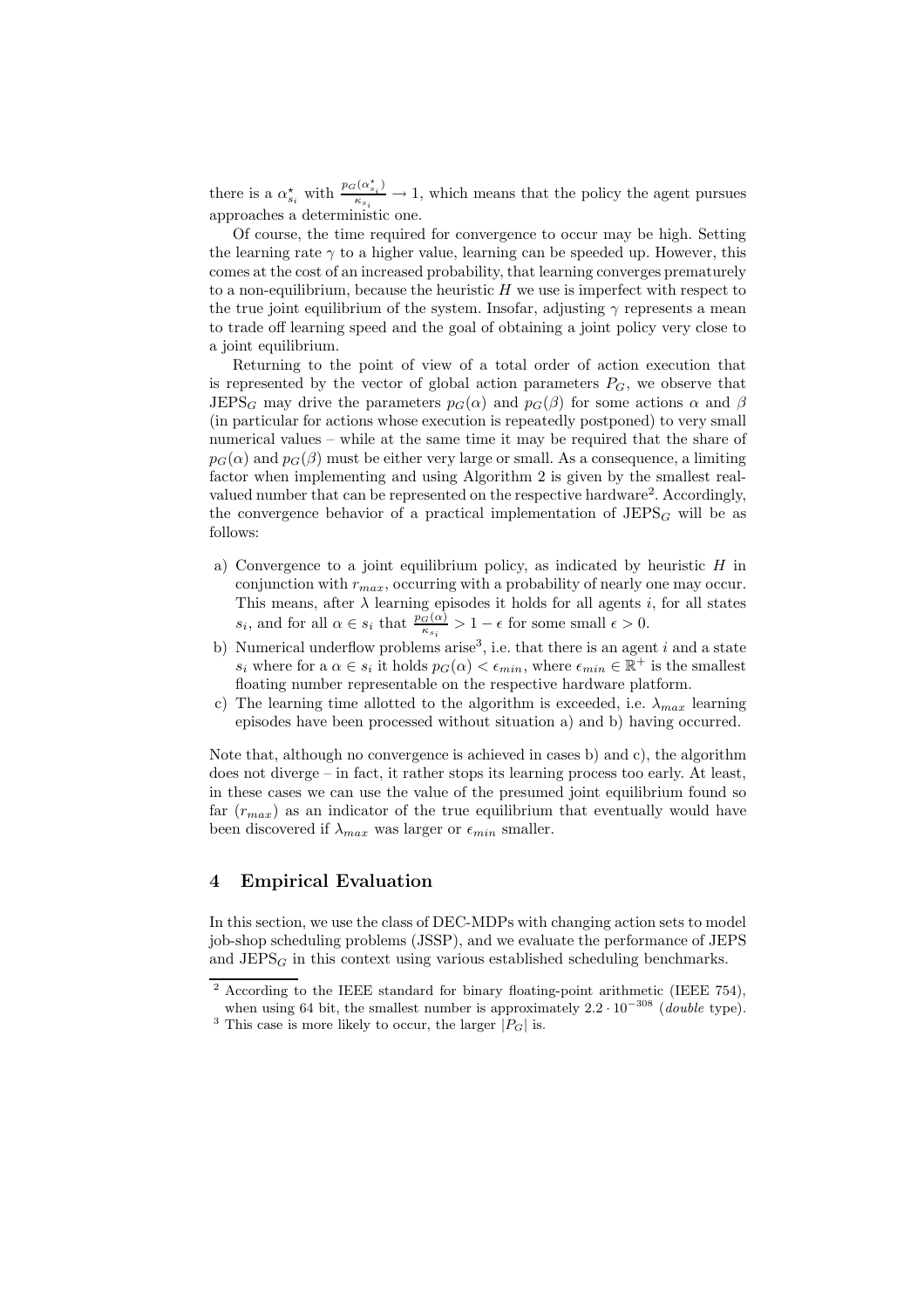there is a $\alpha^\star_{s_i}$ with $\frac{p_G(\alpha^\star_{s_i})}{\kappa_{s_i}} \rightarrow 1$, which means that the policy the agent pursues approaches a deterministic one.

Of course, the time required for convergence to occur may be high. Setting the learning rate $\gamma$ to a higher value, learning can be speeded up. However, this comes at the cost of an increased probability, that learning converges prematurely to a non-equilibrium, because the heuristic $H$ we use is imperfect with respect to the true joint equilibrium of the system. Insofar, adjusting $\gamma$ represents a mean to trade off learning speed and the goal of obtaining a joint policy very close to a joint equilibrium.

Returning to the point of view of a total order of action execution that is represented by the vector of global action parameters $P_G$, we observe that JEPS$_G$ may drive the parameters $p_G(\alpha)$ and $p_G(\beta)$ for some actions $\alpha$ and $\beta$ (in particular for actions whose execution is repeatedly postponed) to very small numerical values – while at the same time it may be required that the share of $p_G(\alpha)$ and $p_G(\beta)$ must be either very large or small. As a consequence, a limiting factor when implementing and using Algorithm 2 is given by the smallest real-valued number that can be represented on the respective hardware[2]. Accordingly, the convergence behavior of a practical implementation of JEPS$_G$ will be as follows:

a) Convergence to a joint equilibrium policy, as indicated by heuristic $H$ in conjunction with $r_{max}$, occurring with a probability of nearly one may occur. This means, after $\lambda$ learning episodes it holds for all agents $i$, for all states $s_i$, and for all $\alpha \in s_i$ that $\frac{p_G(\alpha)}{\kappa_{s_i}} > 1 - \epsilon$ for some small $\epsilon > 0$.
b) Numerical underflow problems arise[3], i.e. that there is an agent $i$ and a state $s_i$ where for a $\alpha \in s_i$ it holds $p_G(\alpha) < \epsilon_{min}$, where $\epsilon_{min} \in \mathbb{R}^+$ is the smallest floating number representable on the respective hardware platform.
c) The learning time allotted to the algorithm is exceeded, i.e. $\lambda_{max}$ learning episodes have been processed without situation a) and b) having occurred.

Note that, although no convergence is achieved in cases b) and c), the algorithm does not diverge – in fact, it rather stops its learning process too early. At least, in these cases we can use the value of the presumed joint equilibrium found so far ($r_{max}$) as an indicator of the true equilibrium that eventually would have been discovered if $\lambda_{max}$ was larger or $\epsilon_{min}$ smaller.

## 4 Empirical Evaluation

In this section, we use the class of DEC-MDPs with changing action sets to model job-shop scheduling problems (JSSP), and we evaluate the performance of JEPS and JEPS$_G$ in this context using various established scheduling benchmarks.

[2] According to the IEEE standard for binary floating-point arithmetic (IEEE 754), when using 64 bit, the smallest number is approximately $2.2 \cdot 10^{-308}$ (*double* type).

[3] This case is more likely to occur, the larger $|P_G|$ is.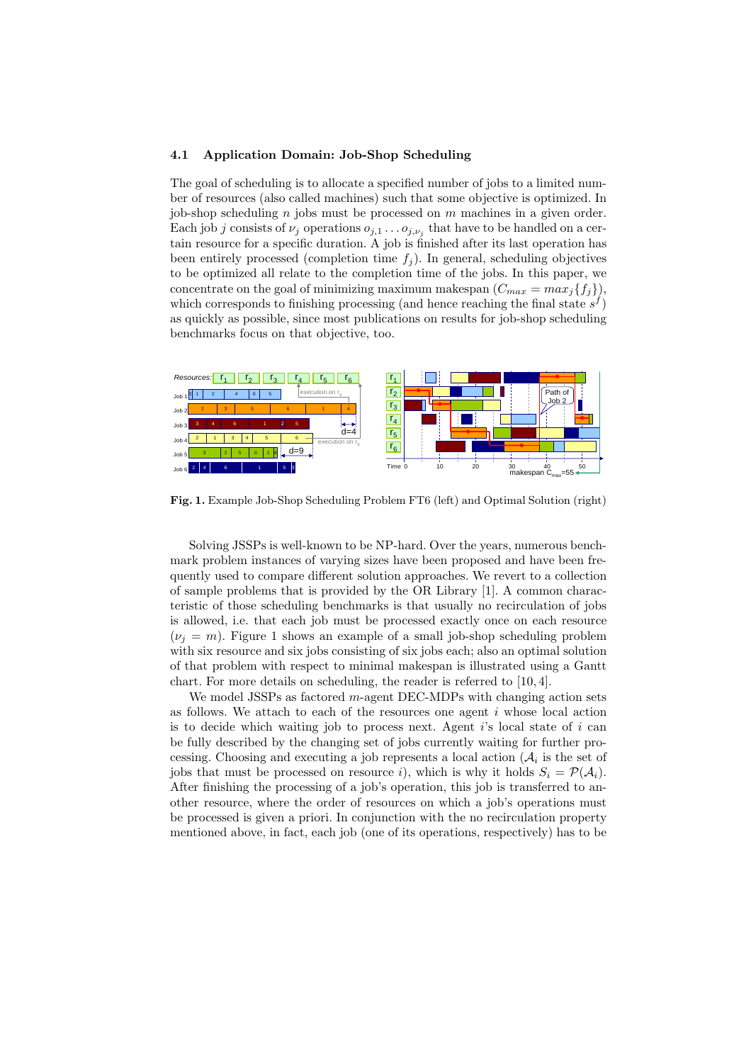### 4.1 Application Domain: Job-Shop Scheduling

The goal of scheduling is to allocate a specified number of jobs to a limited number of resources (also called machines) such that some objective is optimized. In job-shop scheduling $n$ jobs must be processed on $m$ machines in a given order. Each job $j$ consists of $\nu_j$ operations $o_{j,1} \dots o_{j,\nu_j}$ that have to be handled on a certain resource for a specific duration. A job is finished after its last operation has been entirely processed (completion time $f_j$). In general, scheduling objectives to be optimized all relate to the completion time of the jobs. In this paper, we concentrate on the goal of minimizing maximum makespan ($C_{max} = max_j\{f_j\}$), which corresponds to finishing processing (and hence reaching the final state $s^f$) as quickly as possible, since most publications on results for job-shop scheduling benchmarks focus on that objective, too.

**Fig. 1.** Example Job-Shop Scheduling Problem FT6 (left) and Optimal Solution (right)

Solving JSSPs is well-known to be NP-hard. Over the years, numerous benchmark problem instances of varying sizes have been proposed and have been frequently used to compare different solution approaches. We revert to a collection of sample problems that is provided by the OR Library [1]. A common characteristic of those scheduling benchmarks is that usually no recirculation of jobs is allowed, i.e. that each job must be processed exactly once on each resource ($\nu_j = m$). Figure 1 shows an example of a small job-shop scheduling problem with six resource and six jobs consisting of six jobs each; also an optimal solution of that problem with respect to minimal makespan is illustrated using a Gantt chart. For more details on scheduling, the reader is referred to [10, 4].

We model JSSPs as factored $m$-agent DEC-MDPs with changing action sets as follows. We attach to each of the resources one agent $i$ whose local action is to decide which waiting job to process next. Agent $i$'s local state of $i$ can be fully described by the changing set of jobs currently waiting for further processing. Choosing and executing a job represents a local action ($\mathcal{A}_i$ is the set of jobs that must be processed on resource $i$), which is why it holds $S_i = \mathcal{P}(\mathcal{A}_i)$. After finishing the processing of a job's operation, this job is transferred to another resource, where the order of resources on which a job's operations must be processed is given a priori. In conjunction with the no recirculation property mentioned above, in fact, each job (one of its operations, respectively) has to be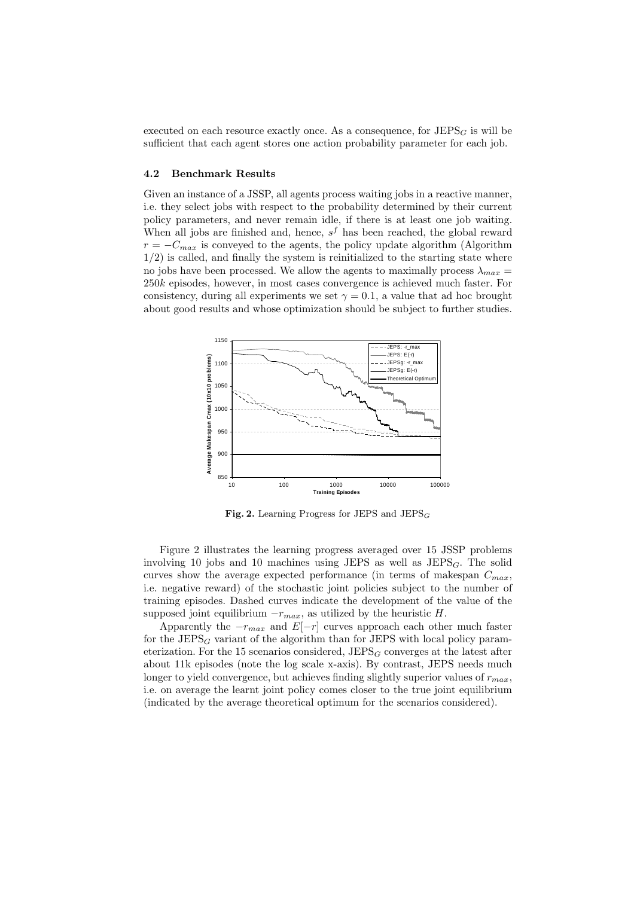executed on each resource exactly once. As a consequence, for $\text{JEPS}_G$ is will be sufficient that each agent stores one action probability parameter for each job.

### 4.2 Benchmark Results

Given an instance of a JSSP, all agents process waiting jobs in a reactive manner, i.e. they select jobs with respect to the probability determined by their current policy parameters, and never remain idle, if there is at least one job waiting. When all jobs are finished and, hence, $s^f$ has been reached, the global reward $r = -C_{max}$ is conveyed to the agents, the policy update algorithm (Algorithm 1/2) is called, and finally the system is reinitialized to the starting state where no jobs have been processed. We allow the agents to maximally process $\lambda_{max} = 250k$ episodes, however, in most cases convergence is achieved much faster. For consistency, during all experiments we set $\gamma = 0.1$, a value that ad hoc brought about good results and whose optimization should be subject to further studies.

**Fig. 2.** Learning Progress for JEPS and $\text{JEPS}_G$

Figure 2 illustrates the learning progress averaged over 15 JSSP problems involving 10 jobs and 10 machines using JEPS as well as $\text{JEPS}_G$. The solid curves show the average expected performance (in terms of makespan $C_{max}$, i.e. negative reward) of the stochastic joint policies subject to the number of training episodes. Dashed curves indicate the development of the value of the supposed joint equilibrium $-r_{max}$, as utilized by the heuristic $H$.

Apparently the $-r_{max}$ and $E[-r]$ curves approach each other much faster for the $\text{JEPS}_G$ variant of the algorithm than for JEPS with local policy parameterization. For the 15 scenarios considered, $\text{JEPS}_G$ converges at the latest after about 11k episodes (note the log scale x-axis). By contrast, JEPS needs much longer to yield convergence, but achieves finding slightly superior values of $r_{max}$, i.e. on average the learnt joint policy comes closer to the true joint equilibrium (indicated by the average theoretical optimum for the scenarios considered).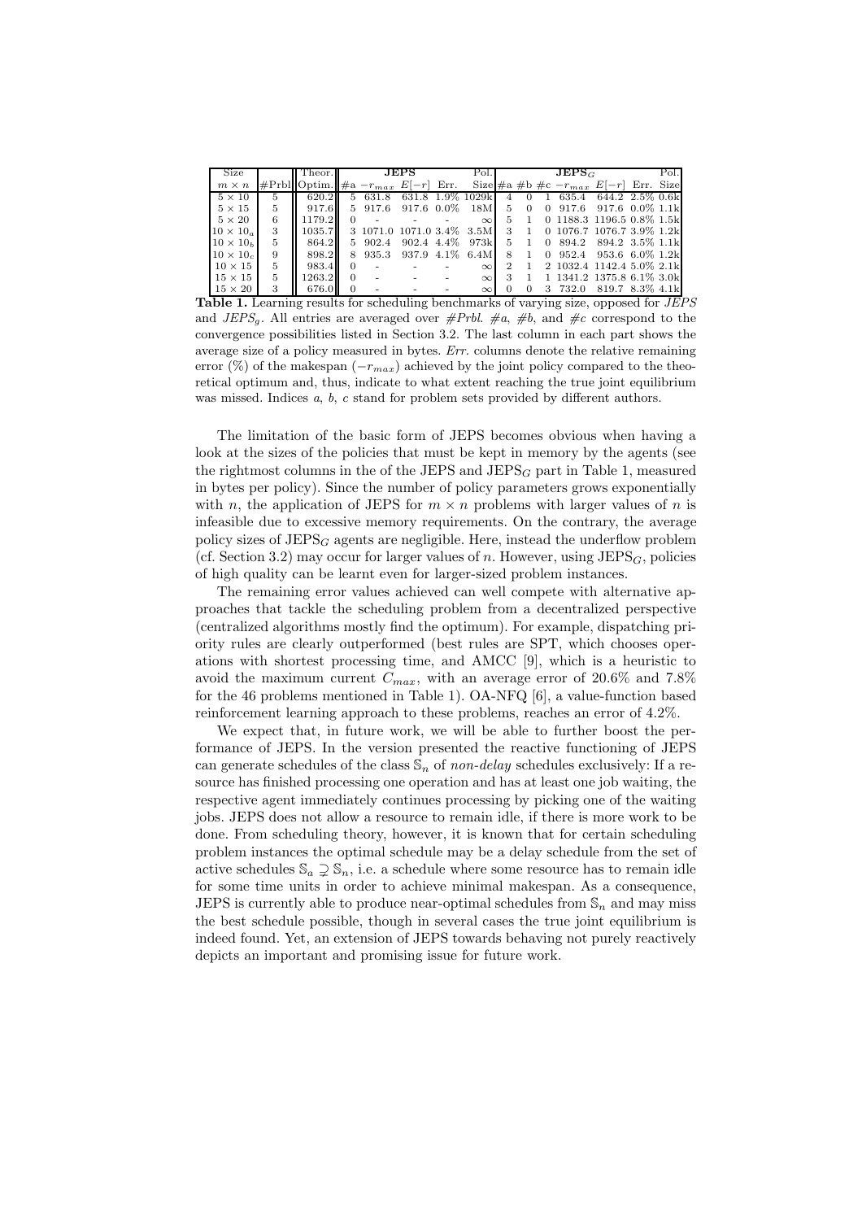| Size | | Theor. | **JEPS** | | | | Pol. | **JEPS**$_G$ | | | | | | Pol. |
|---|---|---|---|---|---|---|---|---|---|---|---|---|---|---|
| $m \times n$ | #Prbl | Optim. | #a | $-r_{max}$ | $E[-r]$ | Err. | Size | #a | #b | #c | $-r_{max}$ | $E[-r]$ | Err. | Size |
| $5 \times 10$ | 5 | 620.2 | 5 | 631.8 | 631.8 | 1.9% | 1029k | 4 | 0 | 1 | 635.4 | 644.2 | 2.5% | 0.6k |
| $5 \times 15$ | 5 | 917.6 | 5 | 917.6 | 917.6 | 0.0% | 18M | 5 | 0 | 0 | 917.6 | 917.6 | 0.0% | 1.1k |
| $5 \times 20$ | 6 | 1179.2 | 0 | - | - | - | $\infty$ | 5 | 1 | 0 | 1188.3 | 1196.5 | 0.8% | 1.5k |
| $10 \times 10_a$ | 3 | 1035.7 | 3 | 1071.0 | 1071.0 | 3.4% | 3.5M | 3 | 1 | 0 | 1076.7 | 1076.7 | 3.9% | 1.2k |
| $10 \times 10_b$ | 5 | 864.2 | 5 | 902.4 | 902.4 | 4.4% | 973k | 5 | 1 | 0 | 894.2 | 894.2 | 3.5% | 1.1k |
| $10 \times 10_c$ | 9 | 898.2 | 8 | 935.3 | 937.9 | 4.1% | 6.4M | 8 | 1 | 0 | 952.4 | 953.6 | 6.0% | 1.2k |
| $10 \times 15$ | 5 | 983.4 | 0 | - | - | - | $\infty$ | 2 | 1 | 2 | 1032.4 | 1142.4 | 5.0% | 2.1k |
| $15 \times 15$ | 5 | 1263.2 | 0 | - | - | - | $\infty$ | 3 | 1 | 1 | 1341.2 | 1375.8 | 6.1% | 3.0k |
| $15 \times 20$ | 3 | 676.0 | 0 | - | - | - | $\infty$ | 0 | 0 | 3 | 732.0 | 819.7 | 8.3% | 4.1k |

**Table 1.** Learning results for scheduling benchmarks of varying size, opposed for *JEPS* and *JEPS*$_g$. All entries are averaged over *#Prbl*. *#a*, *#b*, and *#c* correspond to the convergence possibilities listed in Section 3.2. The last column in each part shows the average size of a policy measured in bytes. *Err.* columns denote the relative remaining error (%) of the makespan ($-r_{max}$) achieved by the joint policy compared to the theoretical optimum and, thus, indicate to what extent reaching the true joint equilibrium was missed. Indices *a*, *b*, *c* stand for problem sets provided by different authors.

The limitation of the basic form of JEPS becomes obvious when having a look at the sizes of the policies that must be kept in memory by the agents (see the rightmost columns in the of the JEPS and JEPS$_G$ part in Table 1, measured in bytes per policy). Since the number of policy parameters grows exponentially with $n$, the application of JEPS for $m \times n$ problems with larger values of $n$ is infeasible due to excessive memory requirements. On the contrary, the average policy sizes of JEPS$_G$ agents are negligible. Here, instead the underflow problem (cf. Section 3.2) may occur for larger values of $n$. However, using JEPS$_G$, policies of high quality can be learnt even for larger-sized problem instances.

The remaining error values achieved can well compete with alternative approaches that tackle the scheduling problem from a decentralized perspective (centralized algorithms mostly find the optimum). For example, dispatching priority rules are clearly outperformed (best rules are SPT, which chooses operations with shortest processing time, and AMCC [9], which is a heuristic to avoid the maximum current $C_{max}$, with an average error of 20.6% and 7.8% for the 46 problems mentioned in Table 1). OA-NFQ [6], a value-function based reinforcement learning approach to these problems, reaches an error of 4.2%.

We expect that, in future work, we will be able to further boost the performance of JEPS. In the version presented the reactive functioning of JEPS can generate schedules of the class $\mathbb{S}_n$ of *non-delay* schedules exclusively: If a resource has finished processing one operation and has at least one job waiting, the respective agent immediately continues processing by picking one of the waiting jobs. JEPS does not allow a resource to remain idle, if there is more work to be done. From scheduling theory, however, it is known that for certain scheduling problem instances the optimal schedule may be a delay schedule from the set of active schedules $\mathbb{S}_a \supsetneq \mathbb{S}_n$, i.e. a schedule where some resource has to remain idle for some time units in order to achieve minimal makespan. As a consequence, JEPS is currently able to produce near-optimal schedules from $\mathbb{S}_n$ and may miss the best schedule possible, though in several cases the true joint equilibrium is indeed found. Yet, an extension of JEPS towards behaving not purely reactively depicts an important and promising issue for future work.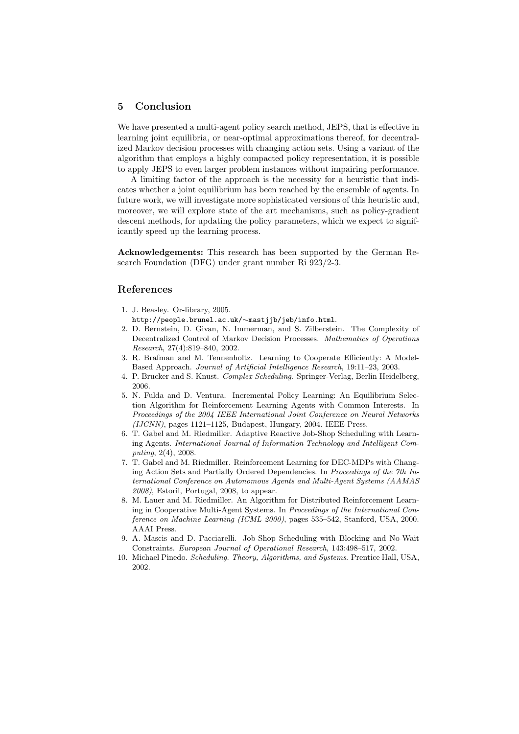## 5 Conclusion

We have presented a multi-agent policy search method, JEPS, that is effective in learning joint equilibria, or near-optimal approximations thereof, for decentralized Markov decision processes with changing action sets. Using a variant of the algorithm that employs a highly compacted policy representation, it is possible to apply JEPS to even larger problem instances without impairing performance.

A limiting factor of the approach is the necessity for a heuristic that indicates whether a joint equilibrium has been reached by the ensemble of agents. In future work, we will investigate more sophisticated versions of this heuristic and, moreover, we will explore state of the art mechanisms, such as policy-gradient descent methods, for updating the policy parameters, which we expect to significantly speed up the learning process.

**Acknowledgements:** This research has been supported by the German Research Foundation (DFG) under grant number Ri 923/2-3.

## References

1. J. Beasley. Or-library, 2005. http://people.brunel.ac.uk/∼mastjjb/jeb/info.html.
2. D. Bernstein, D. Givan, N. Immerman, and S. Zilberstein. The Complexity of Decentralized Control of Markov Decision Processes. *Mathematics of Operations Research*, 27(4):819–840, 2002.
3. R. Brafman and M. Tennenholtz. Learning to Cooperate Efficiently: A Model-Based Approach. *Journal of Artificial Intelligence Research*, 19:11–23, 2003.
4. P. Brucker and S. Knust. *Complex Scheduling*. Springer-Verlag, Berlin Heidelberg, 2006.
5. N. Fulda and D. Ventura. Incremental Policy Learning: An Equilibrium Selection Algorithm for Reinforcement Learning Agents with Common Interests. In *Proceedings of the 2004 IEEE International Joint Conference on Neural Networks (IJCNN)*, pages 1121–1125, Budapest, Hungary, 2004. IEEE Press.
6. T. Gabel and M. Riedmiller. Adaptive Reactive Job-Shop Scheduling with Learning Agents. *International Journal of Information Technology and Intelligent Computing*, 2(4), 2008.
7. T. Gabel and M. Riedmiller. Reinforcement Learning for DEC-MDPs with Changing Action Sets and Partially Ordered Dependencies. In *Proceedings of the 7th International Conference on Autonomous Agents and Multi-Agent Systems (AAMAS 2008)*, Estoril, Portugal, 2008, to appear.
8. M. Lauer and M. Riedmiller. An Algorithm for Distributed Reinforcement Learning in Cooperative Multi-Agent Systems. In *Proceedings of the International Conference on Machine Learning (ICML 2000)*, pages 535–542, Stanford, USA, 2000. AAAI Press.
9. A. Mascis and D. Pacciarelli. Job-Shop Scheduling with Blocking and No-Wait Constraints. *European Journal of Operational Research*, 143:498–517, 2002.
10. Michael Pinedo. *Scheduling. Theory, Algorithms, and Systems*. Prentice Hall, USA, 2002.